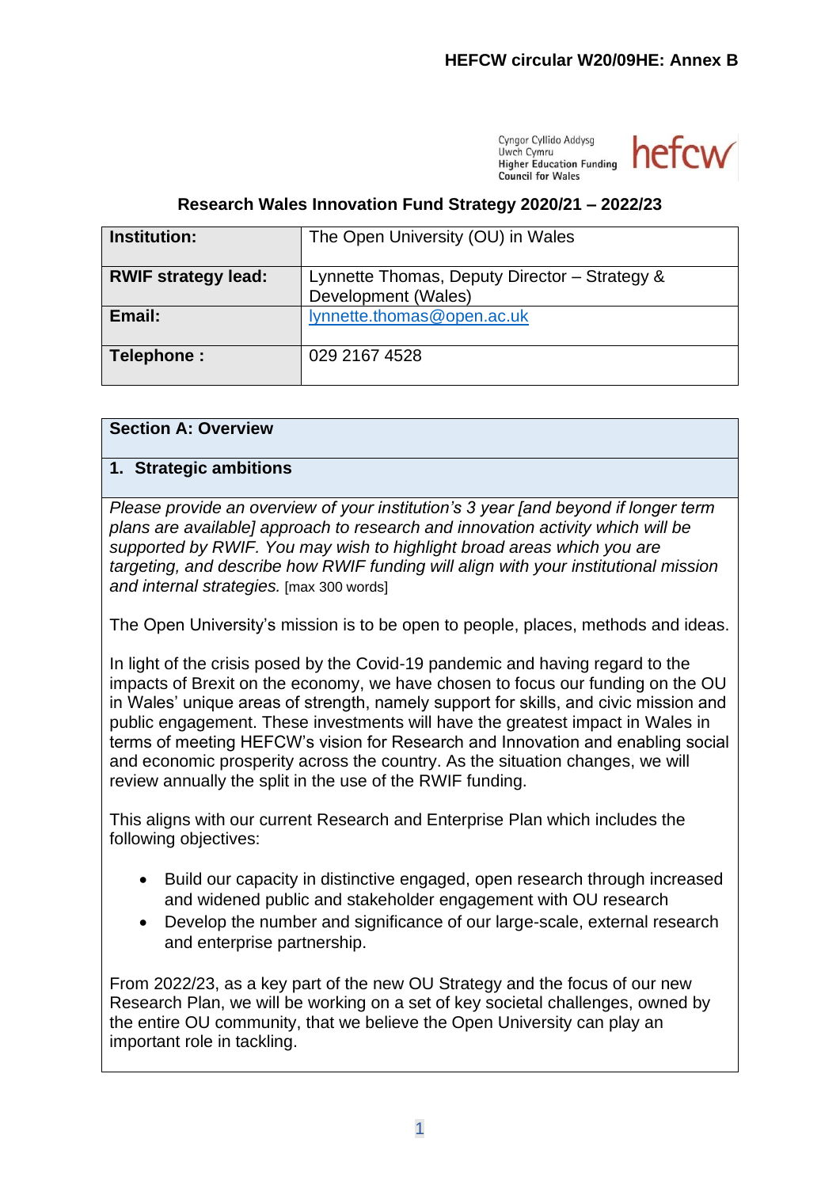**HEFCW circular W20/09HE: Annex B**

Cyngor Cyllido Addysg Uwch Cymru
Higher Education Funding Council for Wales

## Research Wales Innovation Fund Strategy 2020/21 – 2022/23

| **Institution:** | The Open University (OU) in Wales |
|---|---|
| **RWIF strategy lead:** | Lynnette Thomas, Deputy Director – Strategy & Development (Wales) |
| **Email:** | lynnette.thomas@open.ac.uk |
| **Telephone :** | 029 2167 4528 |

### Section A: Overview

#### 1. Strategic ambitions

*Please provide an overview of your institution's 3 year [and beyond if longer term plans are available] approach to research and innovation activity which will be supported by RWIF. You may wish to highlight broad areas which you are targeting, and describe how RWIF funding will align with your institutional mission and internal strategies.* [max 300 words]

The Open University's mission is to be open to people, places, methods and ideas.

In light of the crisis posed by the Covid-19 pandemic and having regard to the impacts of Brexit on the economy, we have chosen to focus our funding on the OU in Wales' unique areas of strength, namely support for skills, and civic mission and public engagement. These investments will have the greatest impact in Wales in terms of meeting HEFCW's vision for Research and Innovation and enabling social and economic prosperity across the country. As the situation changes, we will review annually the split in the use of the RWIF funding.

This aligns with our current Research and Enterprise Plan which includes the following objectives:

- Build our capacity in distinctive engaged, open research through increased and widened public and stakeholder engagement with OU research
- Develop the number and significance of our large-scale, external research and enterprise partnership.

From 2022/23, as a key part of the new OU Strategy and the focus of our new Research Plan, we will be working on a set of key societal challenges, owned by the entire OU community, that we believe the Open University can play an important role in tackling.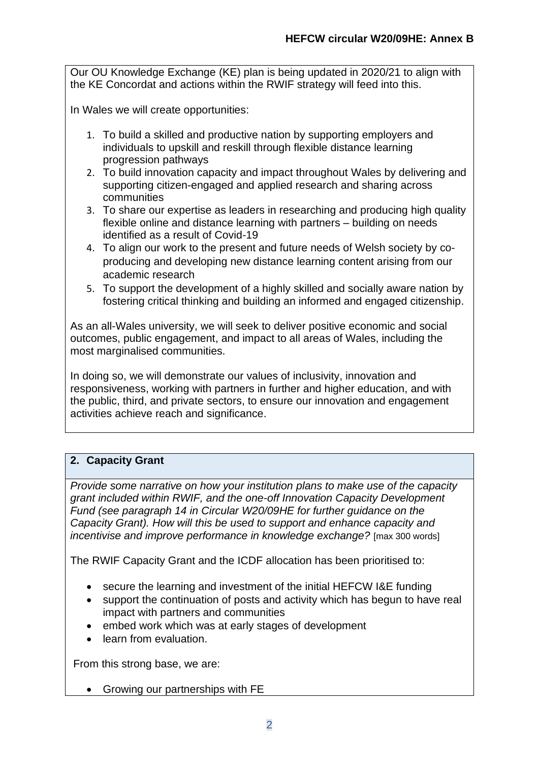Our OU Knowledge Exchange (KE) plan is being updated in 2020/21 to align with the KE Concordat and actions within the RWIF strategy will feed into this.

In Wales we will create opportunities:

1. To build a skilled and productive nation by supporting employers and individuals to upskill and reskill through flexible distance learning progression pathways
2. To build innovation capacity and impact throughout Wales by delivering and supporting citizen-engaged and applied research and sharing across communities
3. To share our expertise as leaders in researching and producing high quality flexible online and distance learning with partners – building on needs identified as a result of Covid-19
4. To align our work to the present and future needs of Welsh society by co-producing and developing new distance learning content arising from our academic research
5. To support the development of a highly skilled and socially aware nation by fostering critical thinking and building an informed and engaged citizenship.

As an all-Wales university, we will seek to deliver positive economic and social outcomes, public engagement, and impact to all areas of Wales, including the most marginalised communities.

In doing so, we will demonstrate our values of inclusivity, innovation and responsiveness, working with partners in further and higher education, and with the public, third, and private sectors, to ensure our innovation and engagement activities achieve reach and significance.

## 2. Capacity Grant

*Provide some narrative on how your institution plans to make use of the capacity grant included within RWIF, and the one-off Innovation Capacity Development Fund (see paragraph 14 in Circular W20/09HE for further guidance on the Capacity Grant). How will this be used to support and enhance capacity and incentivise and improve performance in knowledge exchange?* [max 300 words]

The RWIF Capacity Grant and the ICDF allocation has been prioritised to:

- secure the learning and investment of the initial HEFCW I&E funding
- support the continuation of posts and activity which has begun to have real impact with partners and communities
- embed work which was at early stages of development
- learn from evaluation.

From this strong base, we are:

- Growing our partnerships with FE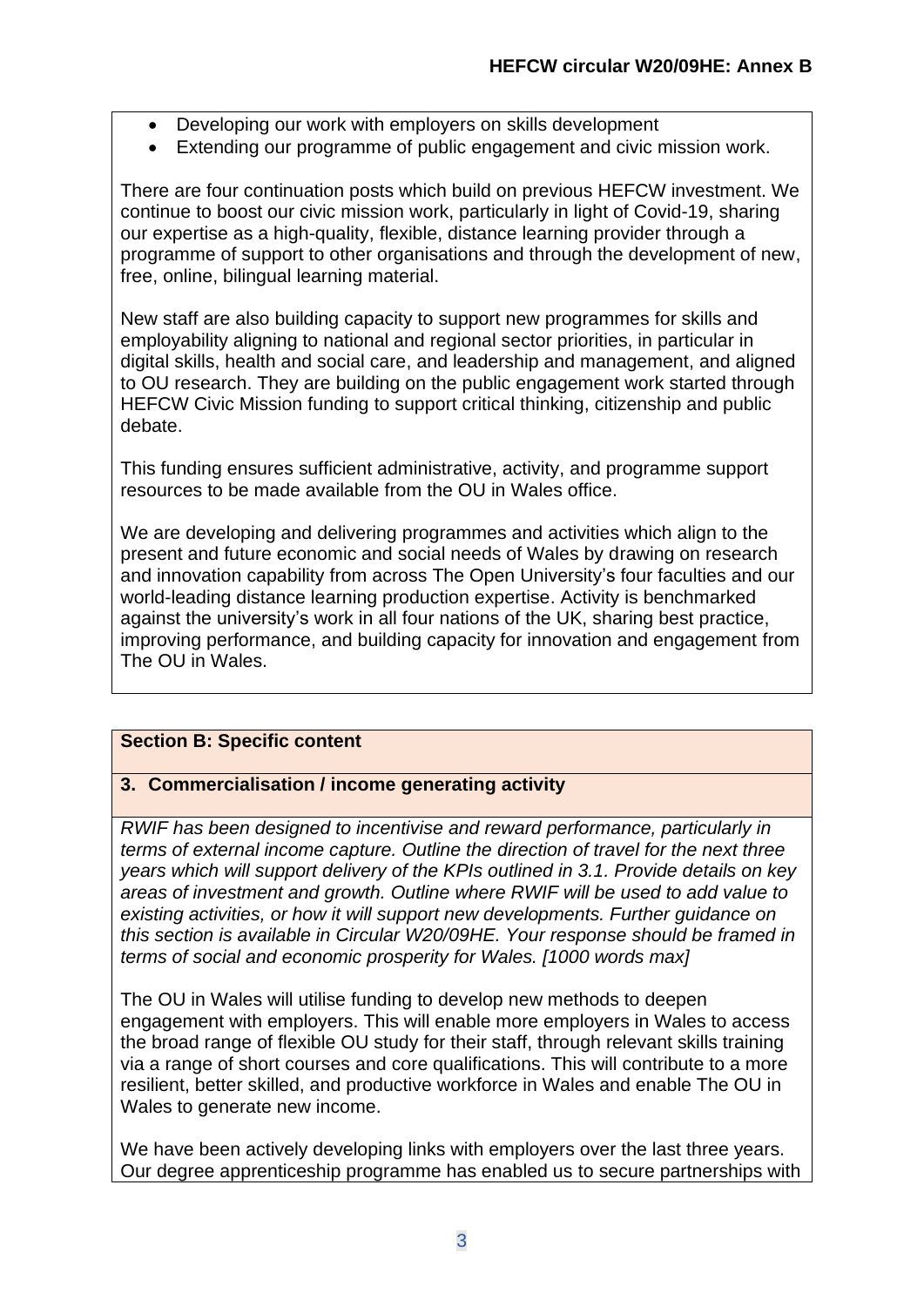- Developing our work with employers on skills development
- Extending our programme of public engagement and civic mission work.

There are four continuation posts which build on previous HEFCW investment. We continue to boost our civic mission work, particularly in light of Covid-19, sharing our expertise as a high-quality, flexible, distance learning provider through a programme of support to other organisations and through the development of new, free, online, bilingual learning material.

New staff are also building capacity to support new programmes for skills and employability aligning to national and regional sector priorities, in particular in digital skills, health and social care, and leadership and management, and aligned to OU research. They are building on the public engagement work started through HEFCW Civic Mission funding to support critical thinking, citizenship and public debate.

This funding ensures sufficient administrative, activity, and programme support resources to be made available from the OU in Wales office.

We are developing and delivering programmes and activities which align to the present and future economic and social needs of Wales by drawing on research and innovation capability from across The Open University's four faculties and our world-leading distance learning production expertise. Activity is benchmarked against the university's work in all four nations of the UK, sharing best practice, improving performance, and building capacity for innovation and engagement from The OU in Wales.

## Section B: Specific content

### 3. Commercialisation / income generating activity

*RWIF has been designed to incentivise and reward performance, particularly in terms of external income capture. Outline the direction of travel for the next three years which will support delivery of the KPIs outlined in 3.1. Provide details on key areas of investment and growth. Outline where RWIF will be used to add value to existing activities, or how it will support new developments. Further guidance on this section is available in Circular W20/09HE. Your response should be framed in terms of social and economic prosperity for Wales. [1000 words max]*

The OU in Wales will utilise funding to develop new methods to deepen engagement with employers. This will enable more employers in Wales to access the broad range of flexible OU study for their staff, through relevant skills training via a range of short courses and core qualifications. This will contribute to a more resilient, better skilled, and productive workforce in Wales and enable The OU in Wales to generate new income.

We have been actively developing links with employers over the last three years. Our degree apprenticeship programme has enabled us to secure partnerships with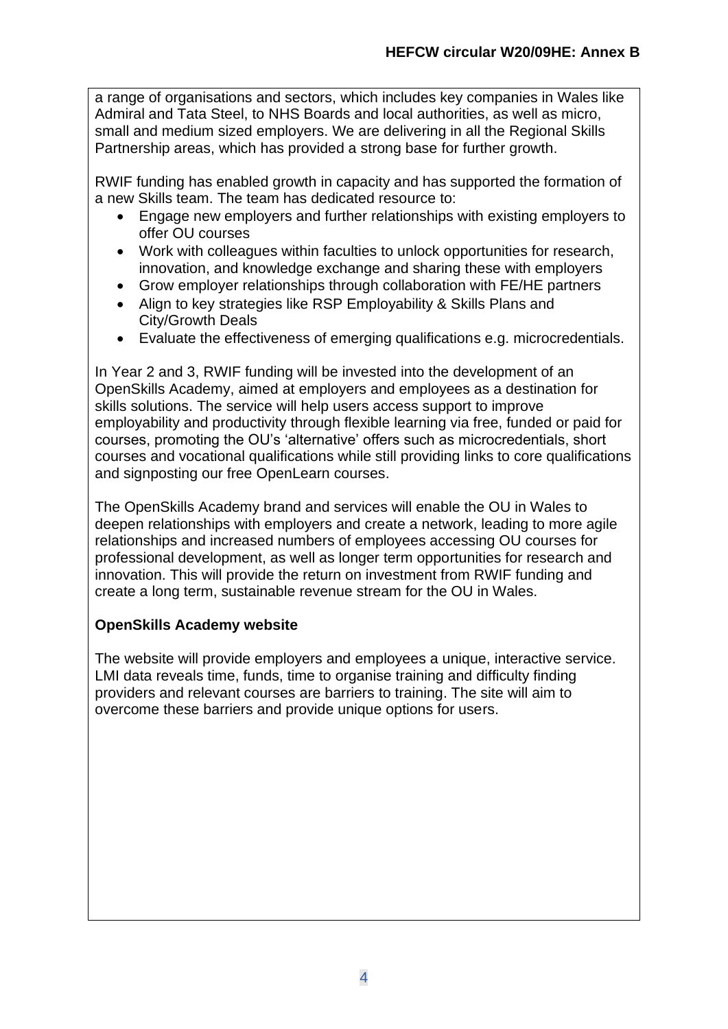a range of organisations and sectors, which includes key companies in Wales like Admiral and Tata Steel, to NHS Boards and local authorities, as well as micro, small and medium sized employers. We are delivering in all the Regional Skills Partnership areas, which has provided a strong base for further growth.

RWIF funding has enabled growth in capacity and has supported the formation of a new Skills team. The team has dedicated resource to:

- Engage new employers and further relationships with existing employers to offer OU courses
- Work with colleagues within faculties to unlock opportunities for research, innovation, and knowledge exchange and sharing these with employers
- Grow employer relationships through collaboration with FE/HE partners
- Align to key strategies like RSP Employability & Skills Plans and City/Growth Deals
- Evaluate the effectiveness of emerging qualifications e.g. microcredentials.

In Year 2 and 3, RWIF funding will be invested into the development of an OpenSkills Academy, aimed at employers and employees as a destination for skills solutions. The service will help users access support to improve employability and productivity through flexible learning via free, funded or paid for courses, promoting the OU's 'alternative' offers such as microcredentials, short courses and vocational qualifications while still providing links to core qualifications and signposting our free OpenLearn courses.

The OpenSkills Academy brand and services will enable the OU in Wales to deepen relationships with employers and create a network, leading to more agile relationships and increased numbers of employees accessing OU courses for professional development, as well as longer term opportunities for research and innovation. This will provide the return on investment from RWIF funding and create a long term, sustainable revenue stream for the OU in Wales.

**OpenSkills Academy website**

The website will provide employers and employees a unique, interactive service. LMI data reveals time, funds, time to organise training and difficulty finding providers and relevant courses are barriers to training. The site will aim to overcome these barriers and provide unique options for users.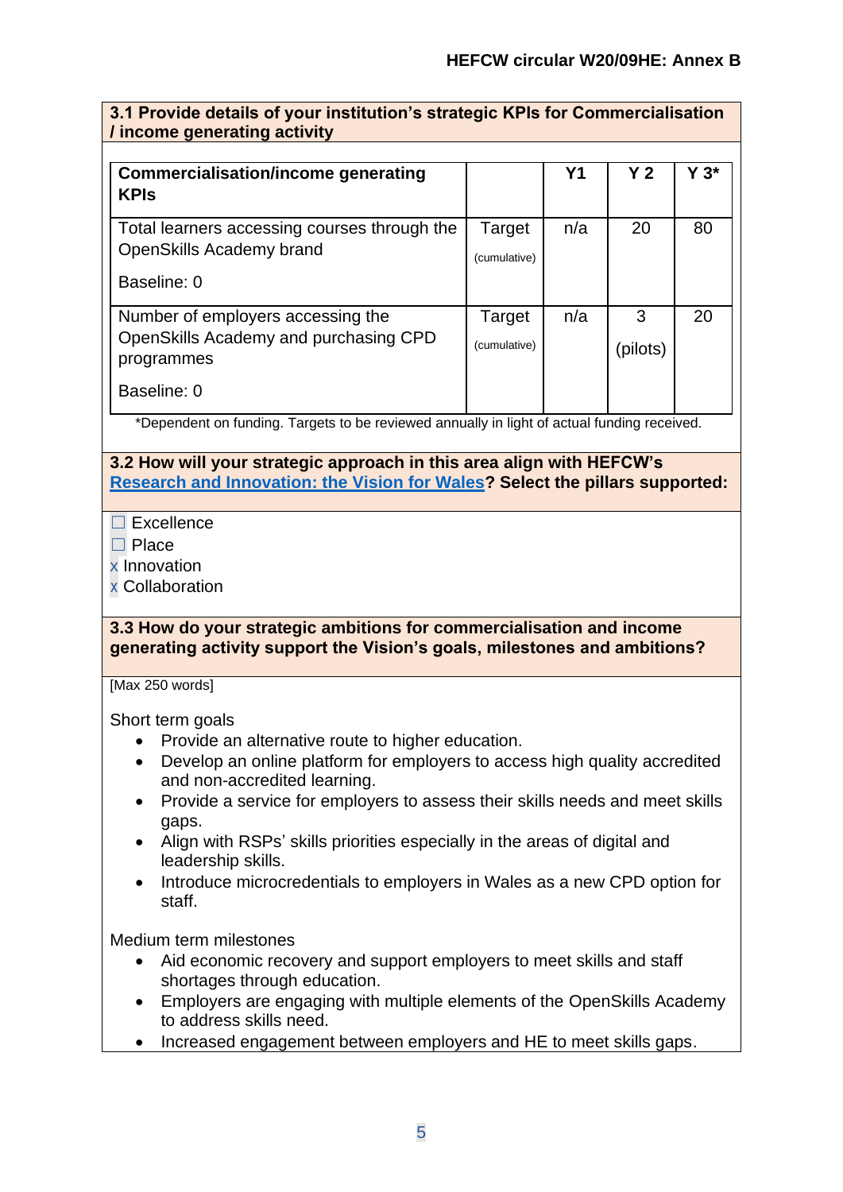**3.1 Provide details of your institution's strategic KPIs for Commercialisation / income generating activity**

| Commercialisation/income generating KPIs | | Y1 | Y 2 | Y 3* |
|---|---|---|---|---|
| Total learners accessing courses through the OpenSkills Academy brand<br><br>Baseline: 0 | Target (cumulative) | n/a | 20 | 80 |
| Number of employers accessing the OpenSkills Academy and purchasing CPD programmes<br><br>Baseline: 0 | Target (cumulative) | n/a | 3 (pilots) | 20 |

*Dependent on funding. Targets to be reviewed annually in light of actual funding received.

**3.2 How will your strategic approach in this area align with HEFCW's Research and Innovation: the Vision for Wales? Select the pillars supported:**

- ☐ Excellence
- ☐ Place
- x Innovation
- x Collaboration

**3.3 How do your strategic ambitions for commercialisation and income generating activity support the Vision's goals, milestones and ambitions?**

[Max 250 words]

Short term goals

- Provide an alternative route to higher education.
- Develop an online platform for employers to access high quality accredited and non-accredited learning.
- Provide a service for employers to assess their skills needs and meet skills gaps.
- Align with RSPs' skills priorities especially in the areas of digital and leadership skills.
- Introduce microcredentials to employers in Wales as a new CPD option for staff.

Medium term milestones

- Aid economic recovery and support employers to meet skills and staff shortages through education.
- Employers are engaging with multiple elements of the OpenSkills Academy to address skills need.
- Increased engagement between employers and HE to meet skills gaps.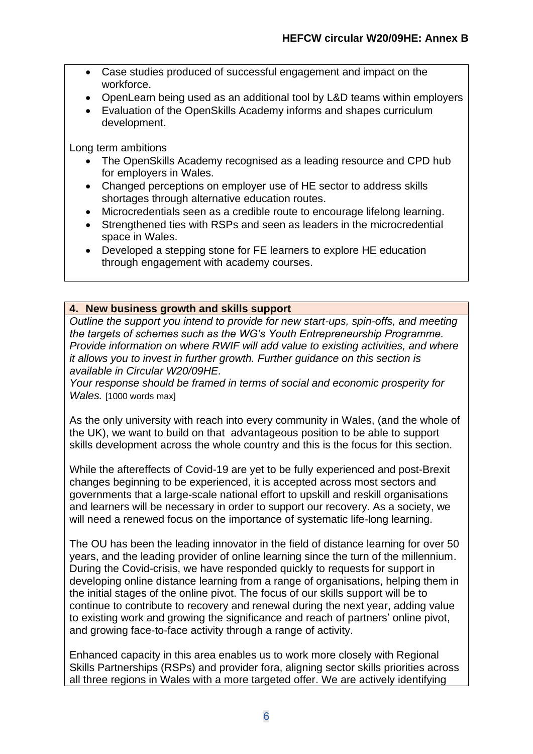- Case studies produced of successful engagement and impact on the workforce.
- OpenLearn being used as an additional tool by L&D teams within employers
- Evaluation of the OpenSkills Academy informs and shapes curriculum development.

Long term ambitions

- The OpenSkills Academy recognised as a leading resource and CPD hub for employers in Wales.
- Changed perceptions on employer use of HE sector to address skills shortages through alternative education routes.
- Microcredentials seen as a credible route to encourage lifelong learning.
- Strengthened ties with RSPs and seen as leaders in the microcredential space in Wales.
- Developed a stepping stone for FE learners to explore HE education through engagement with academy courses.

**4. New business growth and skills support**

*Outline the support you intend to provide for new start-ups, spin-offs, and meeting the targets of schemes such as the WG's Youth Entrepreneurship Programme. Provide information on where RWIF will add value to existing activities, and where it allows you to invest in further growth. Further guidance on this section is available in Circular W20/09HE.*

*Your response should be framed in terms of social and economic prosperity for Wales.* [1000 words max]

As the only university with reach into every community in Wales, (and the whole of the UK), we want to build on that advantageous position to be able to support skills development across the whole country and this is the focus for this section.

While the aftereffects of Covid-19 are yet to be fully experienced and post-Brexit changes beginning to be experienced, it is accepted across most sectors and governments that a large-scale national effort to upskill and reskill organisations and learners will be necessary in order to support our recovery. As a society, we will need a renewed focus on the importance of systematic life-long learning.

The OU has been the leading innovator in the field of distance learning for over 50 years, and the leading provider of online learning since the turn of the millennium. During the Covid-crisis, we have responded quickly to requests for support in developing online distance learning from a range of organisations, helping them in the initial stages of the online pivot. The focus of our skills support will be to continue to contribute to recovery and renewal during the next year, adding value to existing work and growing the significance and reach of partners' online pivot, and growing face-to-face activity through a range of activity.

Enhanced capacity in this area enables us to work more closely with Regional Skills Partnerships (RSPs) and provider fora, aligning sector skills priorities across all three regions in Wales with a more targeted offer. We are actively identifying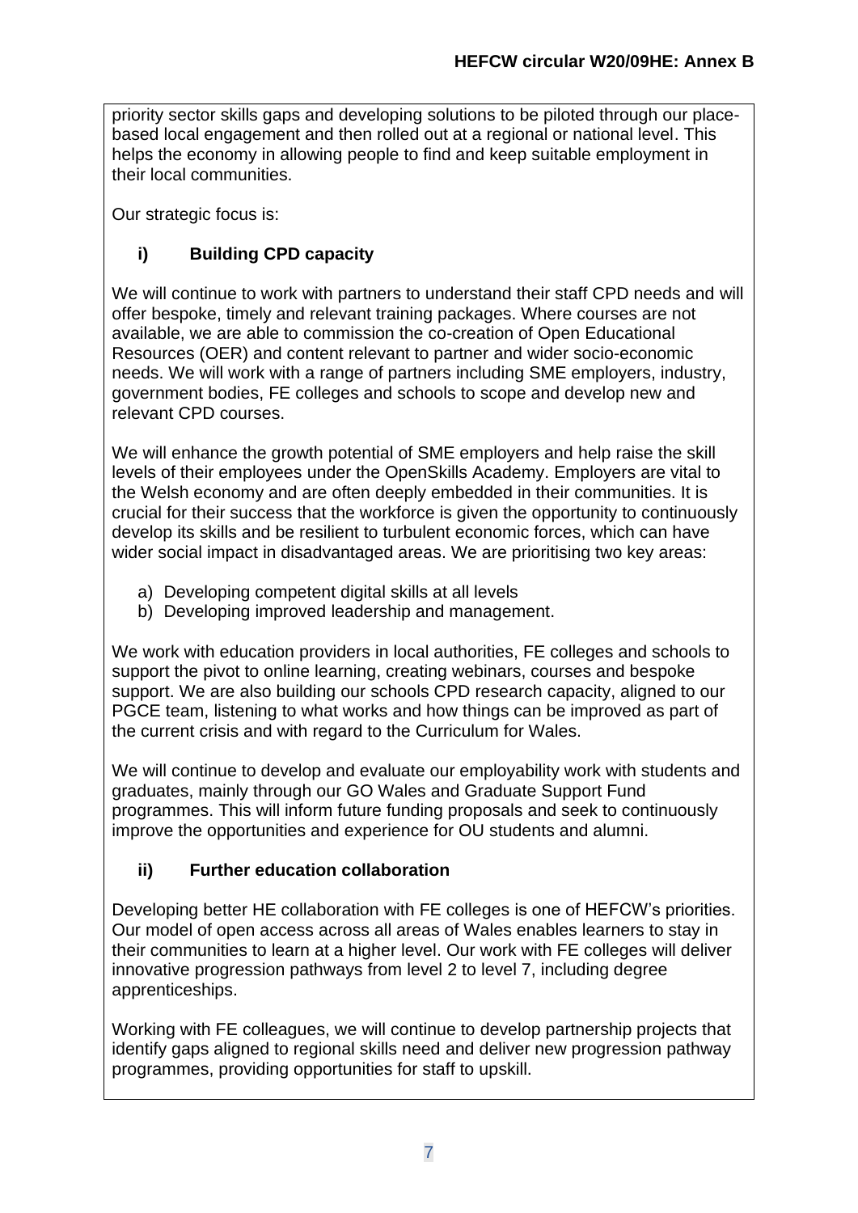priority sector skills gaps and developing solutions to be piloted through our place-based local engagement and then rolled out at a regional or national level. This helps the economy in allowing people to find and keep suitable employment in their local communities.

Our strategic focus is:

### i) Building CPD capacity

We will continue to work with partners to understand their staff CPD needs and will offer bespoke, timely and relevant training packages. Where courses are not available, we are able to commission the co-creation of Open Educational Resources (OER) and content relevant to partner and wider socio-economic needs. We will work with a range of partners including SME employers, industry, government bodies, FE colleges and schools to scope and develop new and relevant CPD courses.

We will enhance the growth potential of SME employers and help raise the skill levels of their employees under the OpenSkills Academy. Employers are vital to the Welsh economy and are often deeply embedded in their communities. It is crucial for their success that the workforce is given the opportunity to continuously develop its skills and be resilient to turbulent economic forces, which can have wider social impact in disadvantaged areas. We are prioritising two key areas:

a) Developing competent digital skills at all levels
b) Developing improved leadership and management.

We work with education providers in local authorities, FE colleges and schools to support the pivot to online learning, creating webinars, courses and bespoke support. We are also building our schools CPD research capacity, aligned to our PGCE team, listening to what works and how things can be improved as part of the current crisis and with regard to the Curriculum for Wales.

We will continue to develop and evaluate our employability work with students and graduates, mainly through our GO Wales and Graduate Support Fund programmes. This will inform future funding proposals and seek to continuously improve the opportunities and experience for OU students and alumni.

### ii) Further education collaboration

Developing better HE collaboration with FE colleges is one of HEFCW's priorities. Our model of open access across all areas of Wales enables learners to stay in their communities to learn at a higher level. Our work with FE colleges will deliver innovative progression pathways from level 2 to level 7, including degree apprenticeships.

Working with FE colleagues, we will continue to develop partnership projects that identify gaps aligned to regional skills need and deliver new progression pathway programmes, providing opportunities for staff to upskill.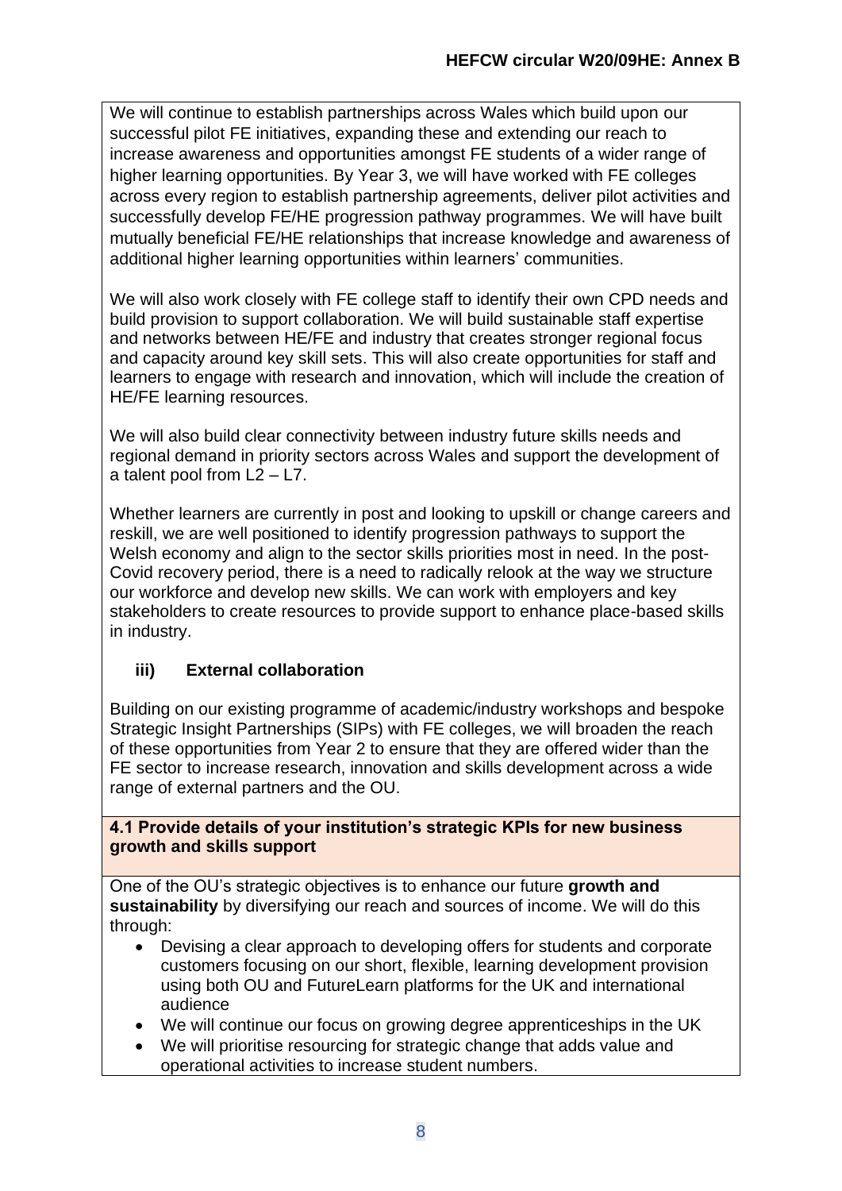We will continue to establish partnerships across Wales which build upon our successful pilot FE initiatives, expanding these and extending our reach to increase awareness and opportunities amongst FE students of a wider range of higher learning opportunities. By Year 3, we will have worked with FE colleges across every region to establish partnership agreements, deliver pilot activities and successfully develop FE/HE progression pathway programmes. We will have built mutually beneficial FE/HE relationships that increase knowledge and awareness of additional higher learning opportunities within learners' communities.

We will also work closely with FE college staff to identify their own CPD needs and build provision to support collaboration. We will build sustainable staff expertise and networks between HE/FE and industry that creates stronger regional focus and capacity around key skill sets. This will also create opportunities for staff and learners to engage with research and innovation, which will include the creation of HE/FE learning resources.

We will also build clear connectivity between industry future skills needs and regional demand in priority sectors across Wales and support the development of a talent pool from L2 – L7.

Whether learners are currently in post and looking to upskill or change careers and reskill, we are well positioned to identify progression pathways to support the Welsh economy and align to the sector skills priorities most in need. In the post-Covid recovery period, there is a need to radically relook at the way we structure our workforce and develop new skills. We can work with employers and key stakeholders to create resources to provide support to enhance place-based skills in industry.

### iii) External collaboration

Building on our existing programme of academic/industry workshops and bespoke Strategic Insight Partnerships (SIPs) with FE colleges, we will broaden the reach of these opportunities from Year 2 to ensure that they are offered wider than the FE sector to increase research, innovation and skills development across a wide range of external partners and the OU.

**4.1 Provide details of your institution's strategic KPIs for new business growth and skills support**

One of the OU's strategic objectives is to enhance our future **growth and sustainability** by diversifying our reach and sources of income. We will do this through:

- Devising a clear approach to developing offers for students and corporate customers focusing on our short, flexible, learning development provision using both OU and FutureLearn platforms for the UK and international audience
- We will continue our focus on growing degree apprenticeships in the UK
- We will prioritise resourcing for strategic change that adds value and operational activities to increase student numbers.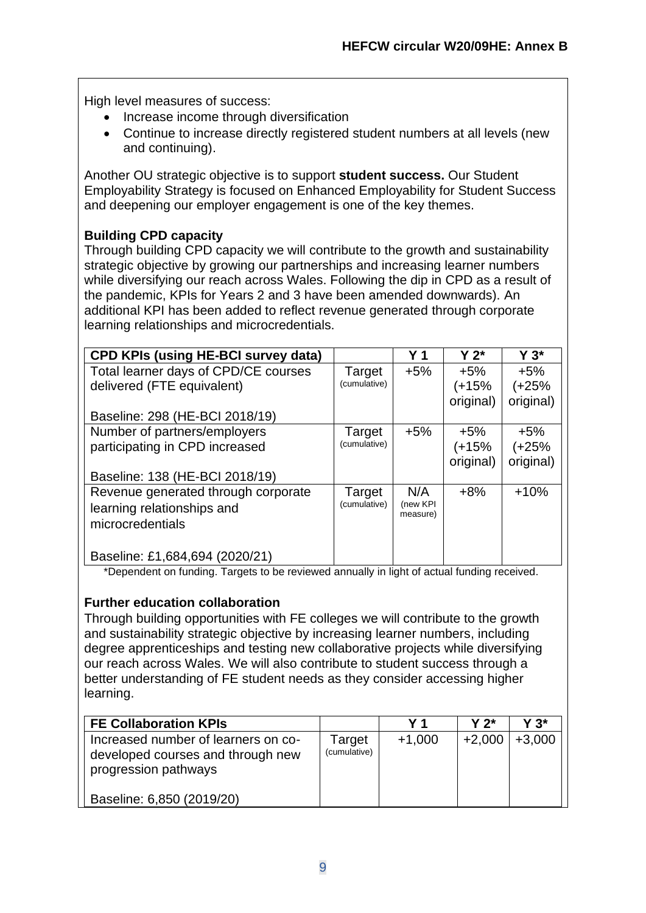High level measures of success:

- Increase income through diversification
- Continue to increase directly registered student numbers at all levels (new and continuing).

Another OU strategic objective is to support **student success.** Our Student Employability Strategy is focused on Enhanced Employability for Student Success and deepening our employer engagement is one of the key themes.

**Building CPD capacity**

Through building CPD capacity we will contribute to the growth and sustainability strategic objective by growing our partnerships and increasing learner numbers while diversifying our reach across Wales. Following the dip in CPD as a result of the pandemic, KPIs for Years 2 and 3 have been amended downwards). An additional KPI has been added to reflect revenue generated through corporate learning relationships and microcredentials.

| CPD KPIs (using HE-BCI survey data) | | Y 1 | Y 2* | Y 3* |
|---|---|---|---|---|
| Total learner days of CPD/CE courses delivered (FTE equivalent)<br><br>Baseline: 298 (HE-BCI 2018/19) | Target (cumulative) | +5% | +5% (+15% original) | +5% (+25% original) |
| Number of partners/employers participating in CPD increased<br><br>Baseline: 138 (HE-BCI 2018/19) | Target (cumulative) | +5% | +5% (+15% original) | +5% (+25% original) |
| Revenue generated through corporate learning relationships and microcredentials<br><br>Baseline: £1,684,694 (2020/21) | Target (cumulative) | N/A (new KPI measure) | +8% | +10% |

*Dependent on funding. Targets to be reviewed annually in light of actual funding received.

**Further education collaboration**

Through building opportunities with FE colleges we will contribute to the growth and sustainability strategic objective by increasing learner numbers, including degree apprenticeships and testing new collaborative projects while diversifying our reach across Wales. We will also contribute to student success through a better understanding of FE student needs as they consider accessing higher learning.

| FE Collaboration KPIs | | Y 1 | Y 2* | Y 3* |
|---|---|---|---|---|
| Increased number of learners on co-developed courses and through new progression pathways<br><br>Baseline: 6,850 (2019/20) | Target (cumulative) | +1,000 | +2,000 | +3,000 |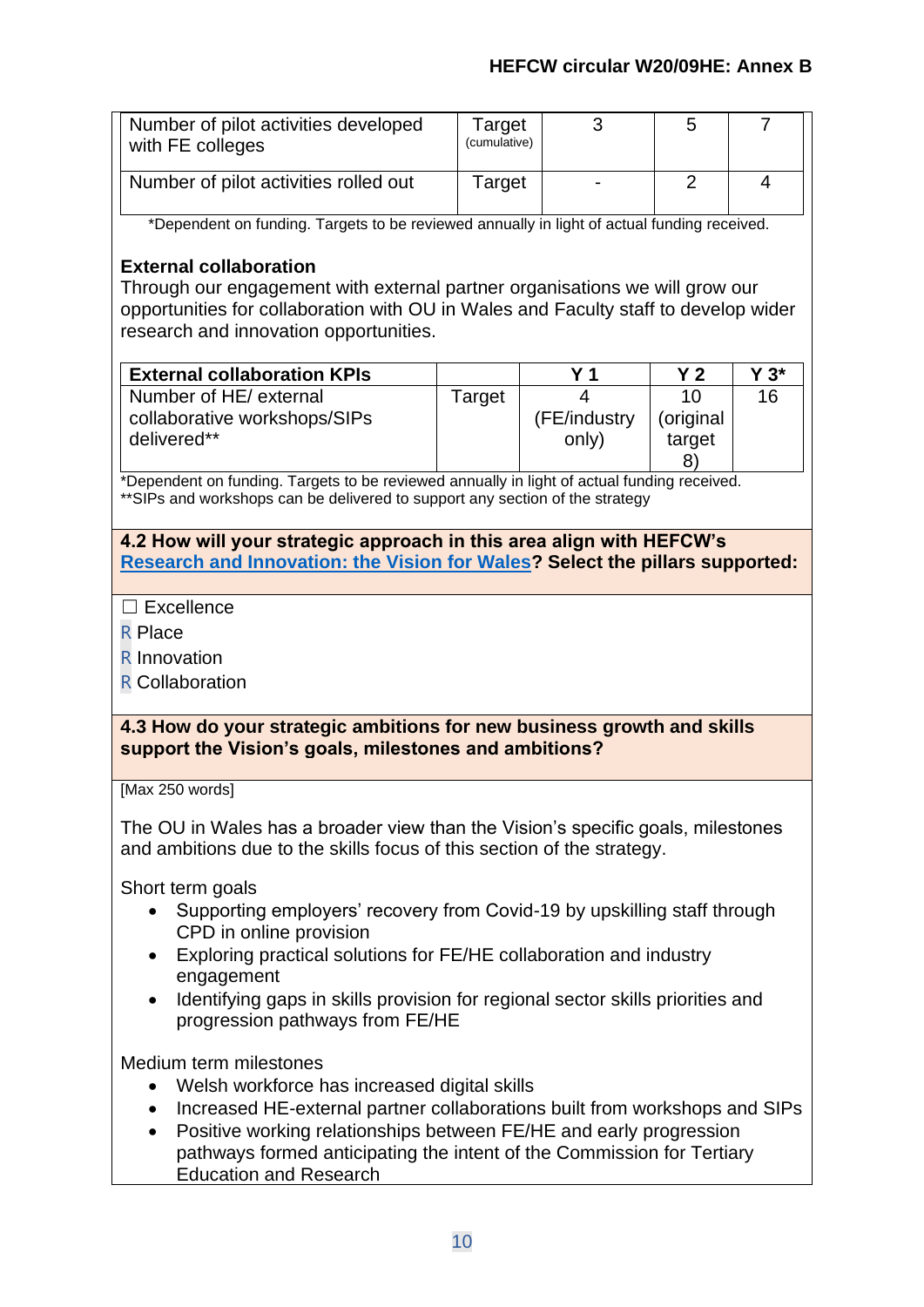| | | | | |
|---|---|---|---|---|
| Number of pilot activities developed with FE colleges | Target (cumulative) | 3 | 5 | 7 |
| Number of pilot activities rolled out | Target | - | 2 | 4 |

*Dependent on funding. Targets to be reviewed annually in light of actual funding received.

**External collaboration**

Through our engagement with external partner organisations we will grow our opportunities for collaboration with OU in Wales and Faculty staff to develop wider research and innovation opportunities.

| External collaboration KPIs | | Y 1 | Y 2 | Y 3* |
|---|---|---|---|---|
| Number of HE/ external collaborative workshops/SIPs delivered** | Target | 4 (FE/industry only) | 10 (original target 8) | 16 |

*Dependent on funding. Targets to be reviewed annually in light of actual funding received.
**SIPs and workshops can be delivered to support any section of the strategy

**4.2 How will your strategic approach in this area align with HEFCW's Research and Innovation: the Vision for Wales? Select the pillars supported:**

☐ Excellence
R Place
R Innovation
R Collaboration

**4.3 How do your strategic ambitions for new business growth and skills support the Vision's goals, milestones and ambitions?**

[Max 250 words]

The OU in Wales has a broader view than the Vision's specific goals, milestones and ambitions due to the skills focus of this section of the strategy.

Short term goals

- Supporting employers' recovery from Covid-19 by upskilling staff through CPD in online provision
- Exploring practical solutions for FE/HE collaboration and industry engagement
- Identifying gaps in skills provision for regional sector skills priorities and progression pathways from FE/HE

Medium term milestones

- Welsh workforce has increased digital skills
- Increased HE-external partner collaborations built from workshops and SIPs
- Positive working relationships between FE/HE and early progression pathways formed anticipating the intent of the Commission for Tertiary Education and Research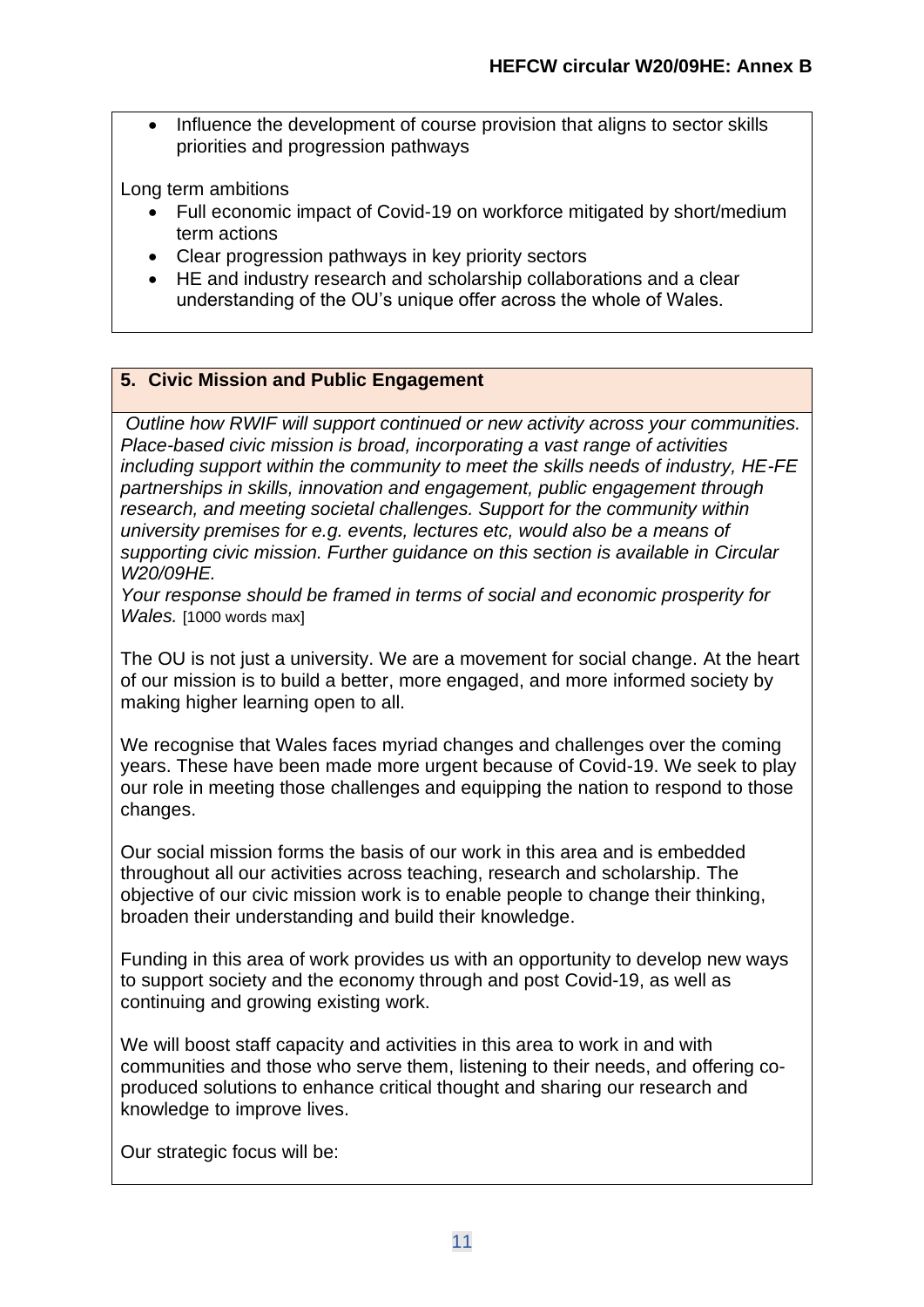- Influence the development of course provision that aligns to sector skills priorities and progression pathways

Long term ambitions

- Full economic impact of Covid-19 on workforce mitigated by short/medium term actions
- Clear progression pathways in key priority sectors
- HE and industry research and scholarship collaborations and a clear understanding of the OU's unique offer across the whole of Wales.

## 5. Civic Mission and Public Engagement

*Outline how RWIF will support continued or new activity across your communities. Place-based civic mission is broad, incorporating a vast range of activities including support within the community to meet the skills needs of industry, HE-FE partnerships in skills, innovation and engagement, public engagement through research, and meeting societal challenges. Support for the community within university premises for e.g. events, lectures etc, would also be a means of supporting civic mission. Further guidance on this section is available in Circular W20/09HE.*

*Your response should be framed in terms of social and economic prosperity for Wales.* [1000 words max]

The OU is not just a university. We are a movement for social change. At the heart of our mission is to build a better, more engaged, and more informed society by making higher learning open to all.

We recognise that Wales faces myriad changes and challenges over the coming years. These have been made more urgent because of Covid-19. We seek to play our role in meeting those challenges and equipping the nation to respond to those changes.

Our social mission forms the basis of our work in this area and is embedded throughout all our activities across teaching, research and scholarship. The objective of our civic mission work is to enable people to change their thinking, broaden their understanding and build their knowledge.

Funding in this area of work provides us with an opportunity to develop new ways to support society and the economy through and post Covid-19, as well as continuing and growing existing work.

We will boost staff capacity and activities in this area to work in and with communities and those who serve them, listening to their needs, and offering co-produced solutions to enhance critical thought and sharing our research and knowledge to improve lives.

Our strategic focus will be: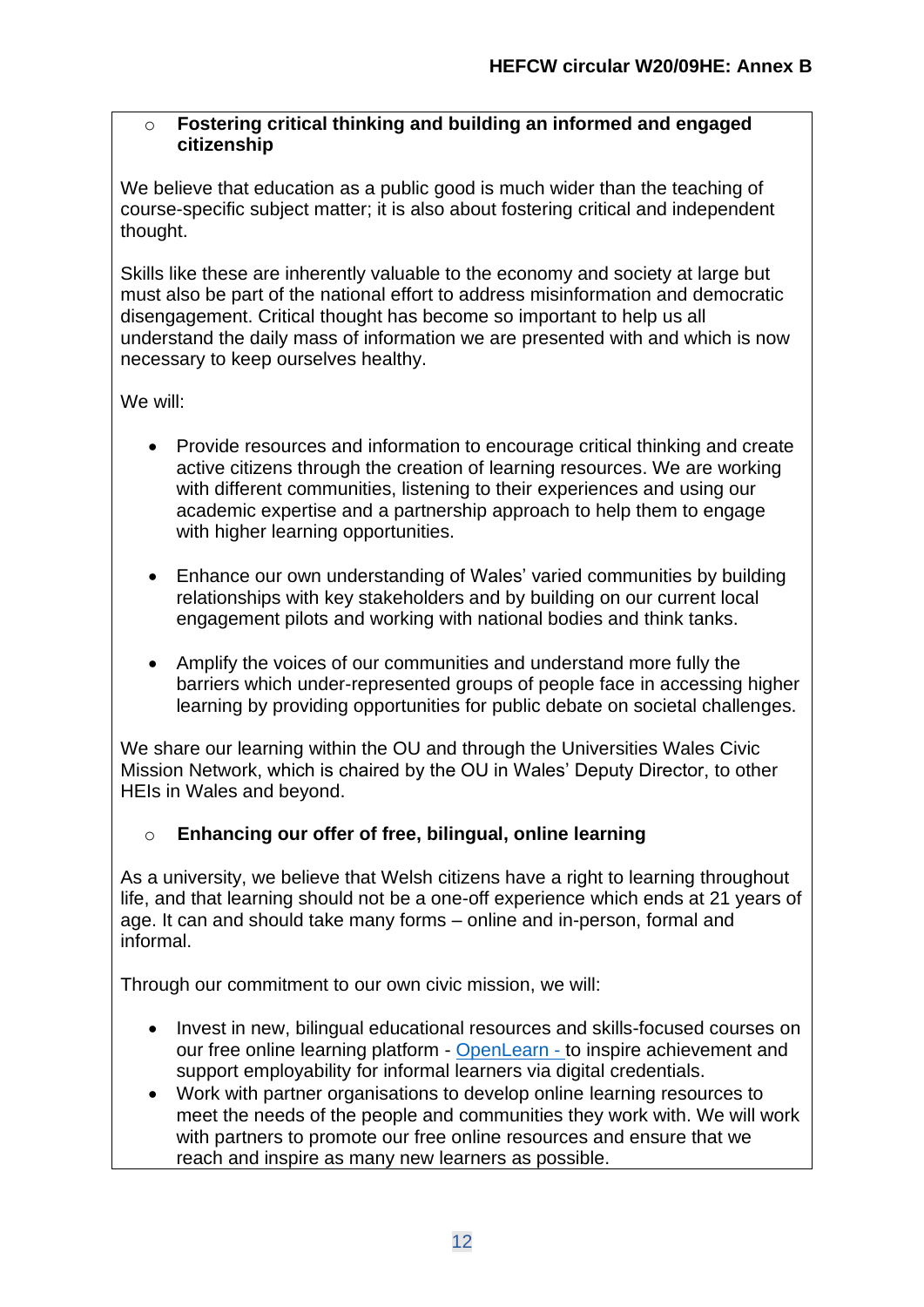- **Fostering critical thinking and building an informed and engaged citizenship**

We believe that education as a public good is much wider than the teaching of course-specific subject matter; it is also about fostering critical and independent thought.

Skills like these are inherently valuable to the economy and society at large but must also be part of the national effort to address misinformation and democratic disengagement. Critical thought has become so important to help us all understand the daily mass of information we are presented with and which is now necessary to keep ourselves healthy.

We will:

- Provide resources and information to encourage critical thinking and create active citizens through the creation of learning resources. We are working with different communities, listening to their experiences and using our academic expertise and a partnership approach to help them to engage with higher learning opportunities.

- Enhance our own understanding of Wales' varied communities by building relationships with key stakeholders and by building on our current local engagement pilots and working with national bodies and think tanks.

- Amplify the voices of our communities and understand more fully the barriers which under-represented groups of people face in accessing higher learning by providing opportunities for public debate on societal challenges.

We share our learning within the OU and through the Universities Wales Civic Mission Network, which is chaired by the OU in Wales' Deputy Director, to other HEIs in Wales and beyond.

- **Enhancing our offer of free, bilingual, online learning**

As a university, we believe that Welsh citizens have a right to learning throughout life, and that learning should not be a one-off experience which ends at 21 years of age. It can and should take many forms – online and in-person, formal and informal.

Through our commitment to our own civic mission, we will:

- Invest in new, bilingual educational resources and skills-focused courses on our free online learning platform - OpenLearn - to inspire achievement and support employability for informal learners via digital credentials.
- Work with partner organisations to develop online learning resources to meet the needs of the people and communities they work with. We will work with partners to promote our free online resources and ensure that we reach and inspire as many new learners as possible.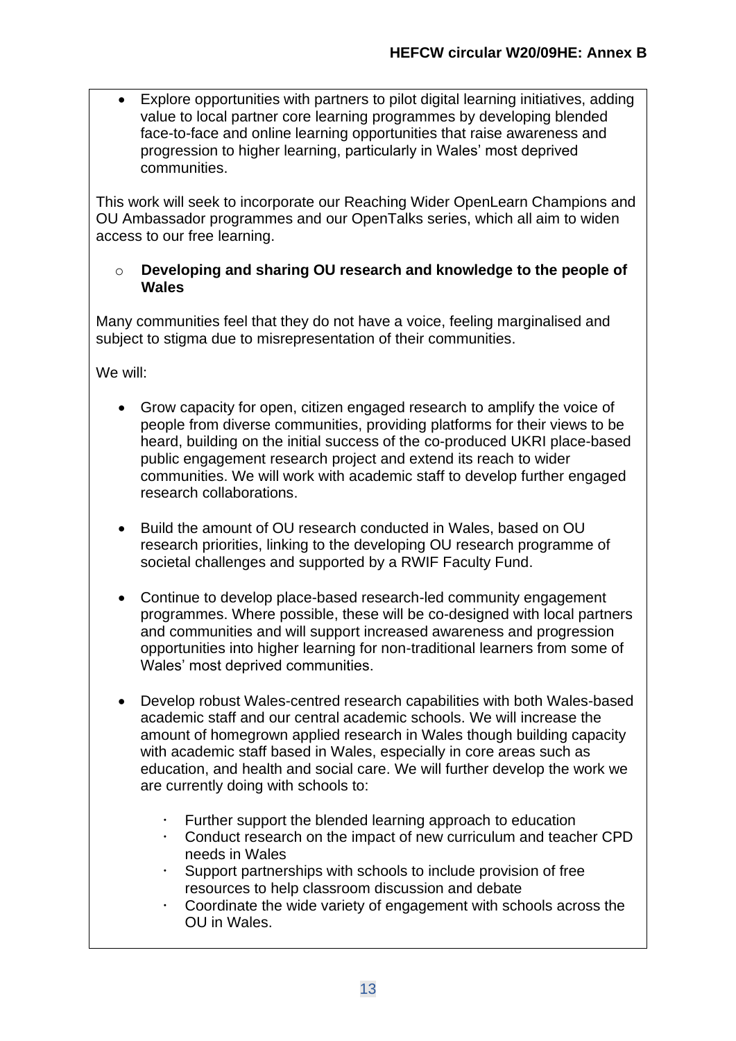- Explore opportunities with partners to pilot digital learning initiatives, adding value to local partner core learning programmes by developing blended face-to-face and online learning opportunities that raise awareness and progression to higher learning, particularly in Wales' most deprived communities.

This work will seek to incorporate our Reaching Wider OpenLearn Champions and OU Ambassador programmes and our OpenTalks series, which all aim to widen access to our free learning.

- **Developing and sharing OU research and knowledge to the people of Wales**

Many communities feel that they do not have a voice, feeling marginalised and subject to stigma due to misrepresentation of their communities.

We will:

- Grow capacity for open, citizen engaged research to amplify the voice of people from diverse communities, providing platforms for their views to be heard, building on the initial success of the co-produced UKRI place-based public engagement research project and extend its reach to wider communities. We will work with academic staff to develop further engaged research collaborations.

- Build the amount of OU research conducted in Wales, based on OU research priorities, linking to the developing OU research programme of societal challenges and supported by a RWIF Faculty Fund.

- Continue to develop place-based research-led community engagement programmes. Where possible, these will be co-designed with local partners and communities and will support increased awareness and progression opportunities into higher learning for non-traditional learners from some of Wales' most deprived communities.

- Develop robust Wales-centred research capabilities with both Wales-based academic staff and our central academic schools. We will increase the amount of homegrown applied research in Wales though building capacity with academic staff based in Wales, especially in core areas such as education, and health and social care. We will further develop the work we are currently doing with schools to:

  - Further support the blended learning approach to education
  - Conduct research on the impact of new curriculum and teacher CPD needs in Wales
  - Support partnerships with schools to include provision of free resources to help classroom discussion and debate
  - Coordinate the wide variety of engagement with schools across the OU in Wales.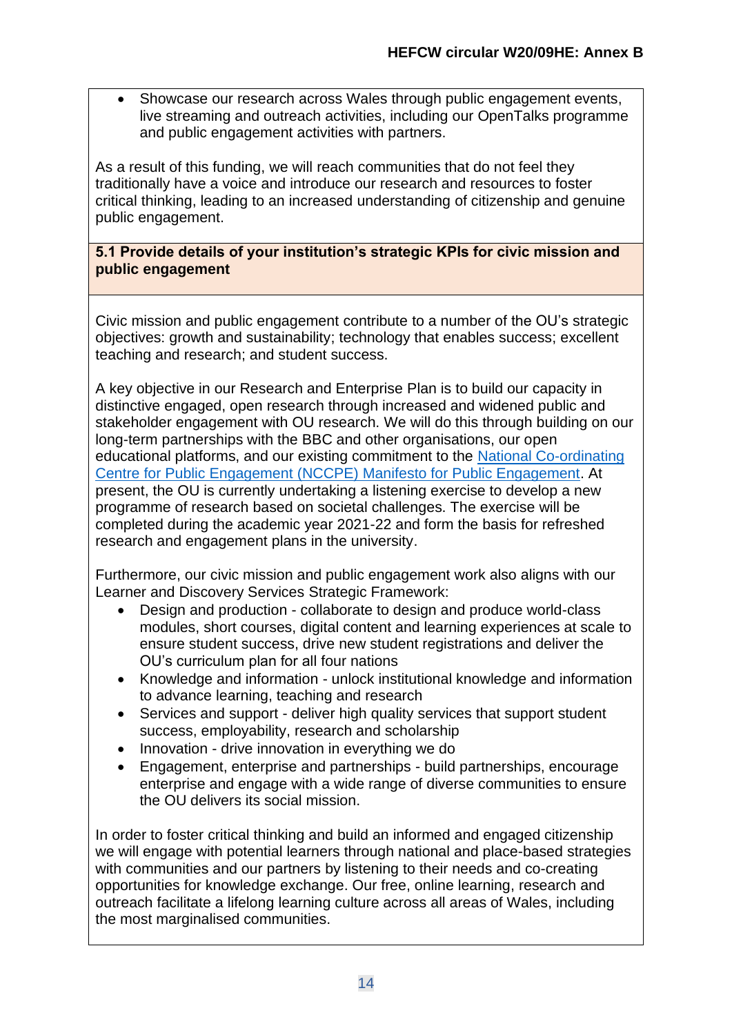- Showcase our research across Wales through public engagement events, live streaming and outreach activities, including our OpenTalks programme and public engagement activities with partners.

As a result of this funding, we will reach communities that do not feel they traditionally have a voice and introduce our research and resources to foster critical thinking, leading to an increased understanding of citizenship and genuine public engagement.

**5.1 Provide details of your institution's strategic KPIs for civic mission and public engagement**

Civic mission and public engagement contribute to a number of the OU's strategic objectives: growth and sustainability; technology that enables success; excellent teaching and research; and student success.

A key objective in our Research and Enterprise Plan is to build our capacity in distinctive engaged, open research through increased and widened public and stakeholder engagement with OU research. We will do this through building on our long-term partnerships with the BBC and other organisations, our open educational platforms, and our existing commitment to the National Co-ordinating Centre for Public Engagement (NCCPE) Manifesto for Public Engagement. At present, the OU is currently undertaking a listening exercise to develop a new programme of research based on societal challenges. The exercise will be completed during the academic year 2021-22 and form the basis for refreshed research and engagement plans in the university.

Furthermore, our civic mission and public engagement work also aligns with our Learner and Discovery Services Strategic Framework:

- Design and production - collaborate to design and produce world-class modules, short courses, digital content and learning experiences at scale to ensure student success, drive new student registrations and deliver the OU's curriculum plan for all four nations
- Knowledge and information - unlock institutional knowledge and information to advance learning, teaching and research
- Services and support - deliver high quality services that support student success, employability, research and scholarship
- Innovation - drive innovation in everything we do
- Engagement, enterprise and partnerships - build partnerships, encourage enterprise and engage with a wide range of diverse communities to ensure the OU delivers its social mission.

In order to foster critical thinking and build an informed and engaged citizenship we will engage with potential learners through national and place-based strategies with communities and our partners by listening to their needs and co-creating opportunities for knowledge exchange. Our free, online learning, research and outreach facilitate a lifelong learning culture across all areas of Wales, including the most marginalised communities.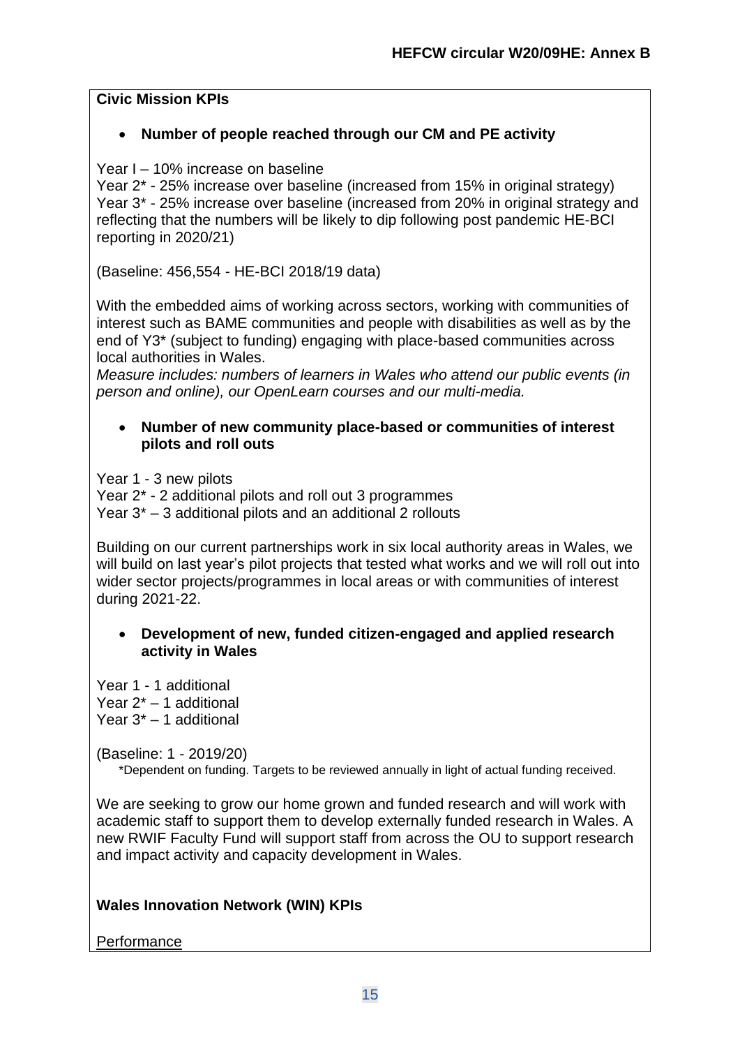**Civic Mission KPIs**

- **Number of people reached through our CM and PE activity**

Year I – 10% increase on baseline
Year 2* - 25% increase over baseline (increased from 15% in original strategy)
Year 3* - 25% increase over baseline (increased from 20% in original strategy and reflecting that the numbers will be likely to dip following post pandemic HE-BCI reporting in 2020/21)

(Baseline: 456,554 - HE-BCI 2018/19 data)

With the embedded aims of working across sectors, working with communities of interest such as BAME communities and people with disabilities as well as by the end of Y3* (subject to funding) engaging with place-based communities across local authorities in Wales.
*Measure includes: numbers of learners in Wales who attend our public events (in person and online), our OpenLearn courses and our multi-media.*

- **Number of new community place-based or communities of interest pilots and roll outs**

Year 1 - 3 new pilots
Year 2* - 2 additional pilots and roll out 3 programmes
Year 3* – 3 additional pilots and an additional 2 rollouts

Building on our current partnerships work in six local authority areas in Wales, we will build on last year's pilot projects that tested what works and we will roll out into wider sector projects/programmes in local areas or with communities of interest during 2021-22.

- **Development of new, funded citizen-engaged and applied research activity in Wales**

Year 1 - 1 additional
Year 2* – 1 additional
Year 3* – 1 additional

(Baseline: 1 - 2019/20)
*Dependent on funding. Targets to be reviewed annually in light of actual funding received.

We are seeking to grow our home grown and funded research and will work with academic staff to support them to develop externally funded research in Wales. A new RWIF Faculty Fund will support staff from across the OU to support research and impact activity and capacity development in Wales.

**Wales Innovation Network (WIN) KPIs**

Performance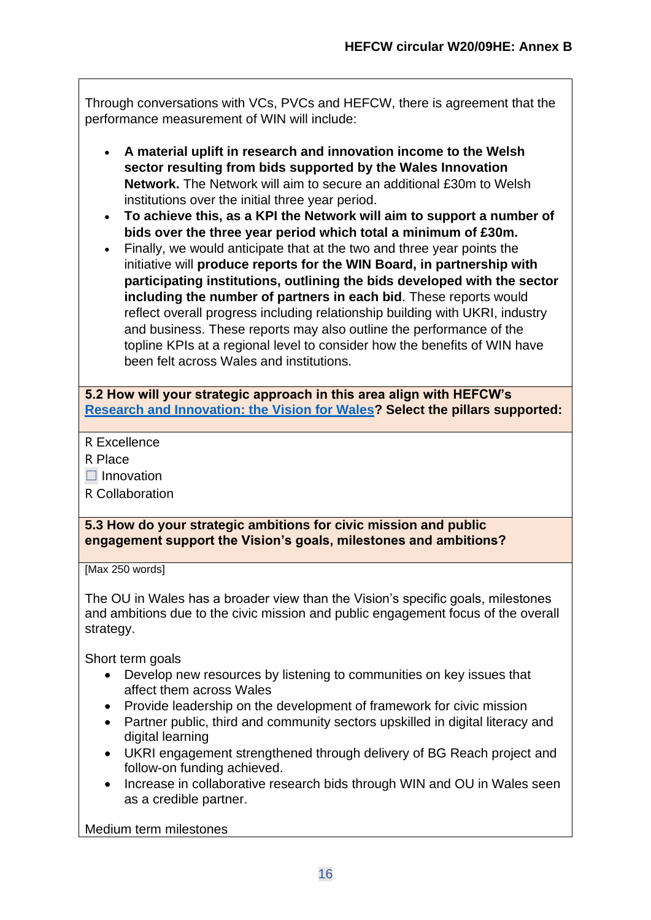Through conversations with VCs, PVCs and HEFCW, there is agreement that the performance measurement of WIN will include:

- **A material uplift in research and innovation income to the Welsh sector resulting from bids supported by the Wales Innovation Network.** The Network will aim to secure an additional £30m to Welsh institutions over the initial three year period.
- **To achieve this, as a KPI the Network will aim to support a number of bids over the three year period which total a minimum of £30m.**
- Finally, we would anticipate that at the two and three year points the initiative will **produce reports for the WIN Board, in partnership with participating institutions, outlining the bids developed with the sector including the number of partners in each bid**. These reports would reflect overall progress including relationship building with UKRI, industry and business. These reports may also outline the performance of the topline KPIs at a regional level to consider how the benefits of WIN have been felt across Wales and institutions.

**5.2 How will your strategic approach in this area align with HEFCW's [Research and Innovation: the Vision for Wales](#)? Select the pillars supported:**

R Excellence
R Place
☐ Innovation
R Collaboration

**5.3 How do your strategic ambitions for civic mission and public engagement support the Vision's goals, milestones and ambitions?**

[Max 250 words]

The OU in Wales has a broader view than the Vision's specific goals, milestones and ambitions due to the civic mission and public engagement focus of the overall strategy.

Short term goals

- Develop new resources by listening to communities on key issues that affect them across Wales
- Provide leadership on the development of framework for civic mission
- Partner public, third and community sectors upskilled in digital literacy and digital learning
- UKRI engagement strengthened through delivery of BG Reach project and follow-on funding achieved.
- Increase in collaborative research bids through WIN and OU in Wales seen as a credible partner.

Medium term milestones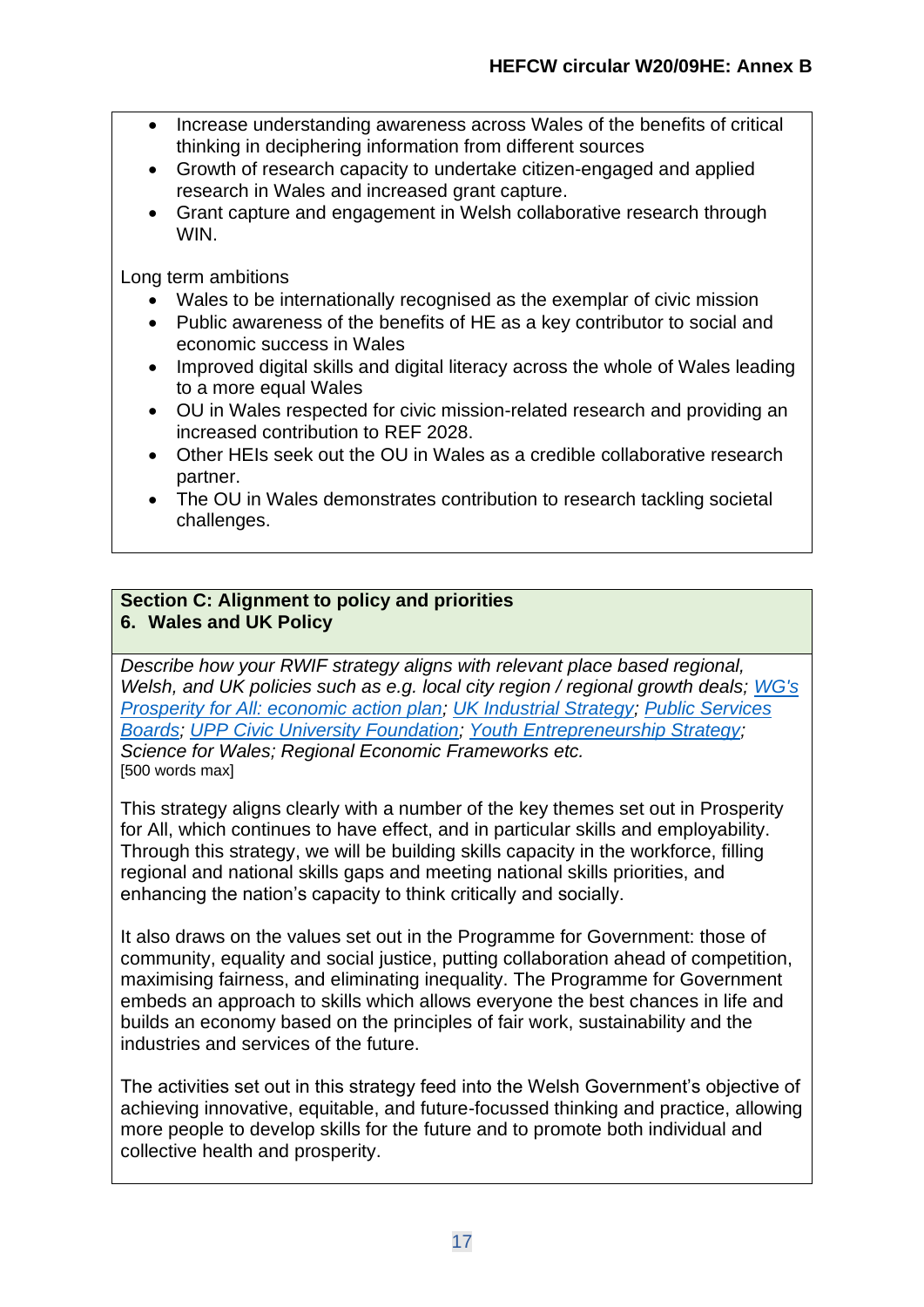- Increase understanding awareness across Wales of the benefits of critical thinking in deciphering information from different sources
- Growth of research capacity to undertake citizen-engaged and applied research in Wales and increased grant capture.
- Grant capture and engagement in Welsh collaborative research through WIN.

Long term ambitions

- Wales to be internationally recognised as the exemplar of civic mission
- Public awareness of the benefits of HE as a key contributor to social and economic success in Wales
- Improved digital skills and digital literacy across the whole of Wales leading to a more equal Wales
- OU in Wales respected for civic mission-related research and providing an increased contribution to REF 2028.
- Other HEIs seek out the OU in Wales as a credible collaborative research partner.
- The OU in Wales demonstrates contribution to research tackling societal challenges.

## Section C: Alignment to policy and priorities

### 6. Wales and UK Policy

*Describe how your RWIF strategy aligns with relevant place based regional, Welsh, and UK policies such as e.g. local city region / regional growth deals; WG's Prosperity for All: economic action plan; UK Industrial Strategy; Public Services Boards; UPP Civic University Foundation; Youth Entrepreneurship Strategy; Science for Wales; Regional Economic Frameworks etc.*
[500 words max]

This strategy aligns clearly with a number of the key themes set out in Prosperity for All, which continues to have effect, and in particular skills and employability. Through this strategy, we will be building skills capacity in the workforce, filling regional and national skills gaps and meeting national skills priorities, and enhancing the nation's capacity to think critically and socially.

It also draws on the values set out in the Programme for Government: those of community, equality and social justice, putting collaboration ahead of competition, maximising fairness, and eliminating inequality. The Programme for Government embeds an approach to skills which allows everyone the best chances in life and builds an economy based on the principles of fair work, sustainability and the industries and services of the future.

The activities set out in this strategy feed into the Welsh Government's objective of achieving innovative, equitable, and future-focussed thinking and practice, allowing more people to develop skills for the future and to promote both individual and collective health and prosperity.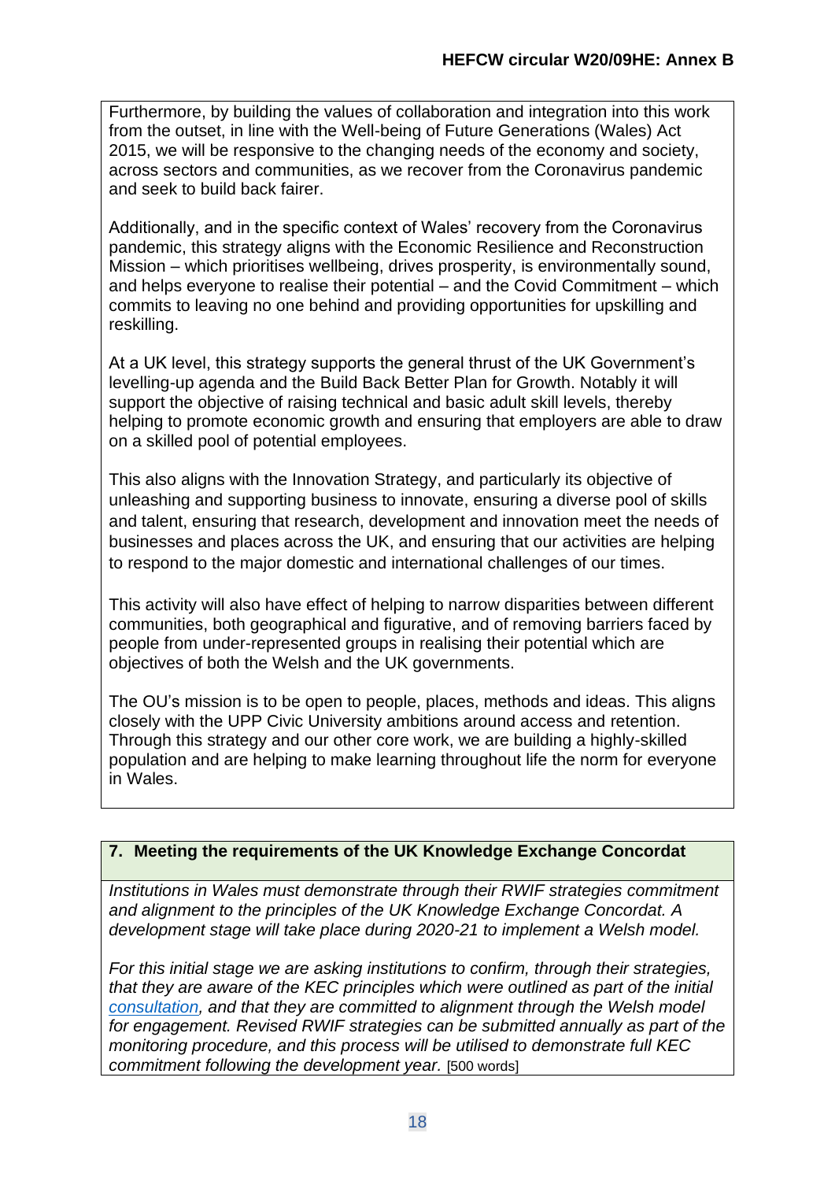Furthermore, by building the values of collaboration and integration into this work from the outset, in line with the Well-being of Future Generations (Wales) Act 2015, we will be responsive to the changing needs of the economy and society, across sectors and communities, as we recover from the Coronavirus pandemic and seek to build back fairer.

Additionally, and in the specific context of Wales' recovery from the Coronavirus pandemic, this strategy aligns with the Economic Resilience and Reconstruction Mission – which prioritises wellbeing, drives prosperity, is environmentally sound, and helps everyone to realise their potential – and the Covid Commitment – which commits to leaving no one behind and providing opportunities for upskilling and reskilling.

At a UK level, this strategy supports the general thrust of the UK Government's levelling-up agenda and the Build Back Better Plan for Growth. Notably it will support the objective of raising technical and basic adult skill levels, thereby helping to promote economic growth and ensuring that employers are able to draw on a skilled pool of potential employees.

This also aligns with the Innovation Strategy, and particularly its objective of unleashing and supporting business to innovate, ensuring a diverse pool of skills and talent, ensuring that research, development and innovation meet the needs of businesses and places across the UK, and ensuring that our activities are helping to respond to the major domestic and international challenges of our times.

This activity will also have effect of helping to narrow disparities between different communities, both geographical and figurative, and of removing barriers faced by people from under-represented groups in realising their potential which are objectives of both the Welsh and the UK governments.

The OU's mission is to be open to people, places, methods and ideas. This aligns closely with the UPP Civic University ambitions around access and retention. Through this strategy and our other core work, we are building a highly-skilled population and are helping to make learning throughout life the norm for everyone in Wales.

## 7. Meeting the requirements of the UK Knowledge Exchange Concordat

*Institutions in Wales must demonstrate through their RWIF strategies commitment and alignment to the principles of the UK Knowledge Exchange Concordat. A development stage will take place during 2020-21 to implement a Welsh model.*

*For this initial stage we are asking institutions to confirm, through their strategies, that they are aware of the KEC principles which were outlined as part of the initial consultation, and that they are committed to alignment through the Welsh model for engagement. Revised RWIF strategies can be submitted annually as part of the monitoring procedure, and this process will be utilised to demonstrate full KEC commitment following the development year.* [500 words]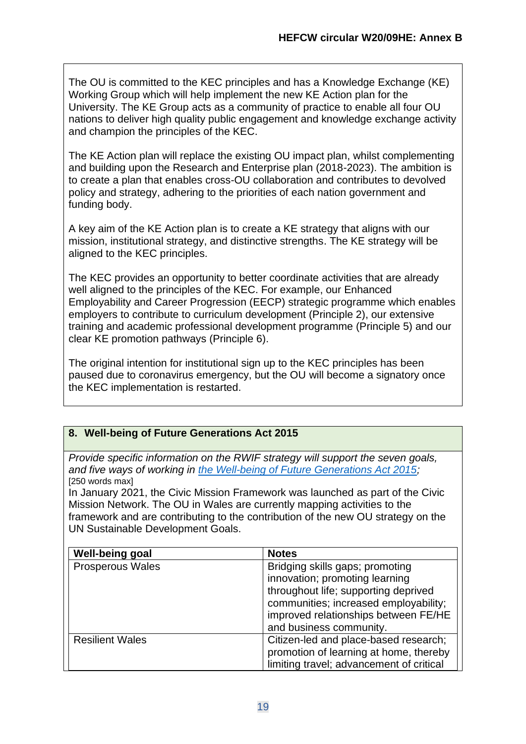The OU is committed to the KEC principles and has a Knowledge Exchange (KE) Working Group which will help implement the new KE Action plan for the University. The KE Group acts as a community of practice to enable all four OU nations to deliver high quality public engagement and knowledge exchange activity and champion the principles of the KEC.

The KE Action plan will replace the existing OU impact plan, whilst complementing and building upon the Research and Enterprise plan (2018-2023). The ambition is to create a plan that enables cross-OU collaboration and contributes to devolved policy and strategy, adhering to the priorities of each nation government and funding body.

A key aim of the KE Action plan is to create a KE strategy that aligns with our mission, institutional strategy, and distinctive strengths. The KE strategy will be aligned to the KEC principles.

The KEC provides an opportunity to better coordinate activities that are already well aligned to the principles of the KEC. For example, our Enhanced Employability and Career Progression (EECP) strategic programme which enables employers to contribute to curriculum development (Principle 2), our extensive training and academic professional development programme (Principle 5) and our clear KE promotion pathways (Principle 6).

The original intention for institutional sign up to the KEC principles has been paused due to coronavirus emergency, but the OU will become a signatory once the KEC implementation is restarted.

## 8. Well-being of Future Generations Act 2015

*Provide specific information on the RWIF strategy will support the seven goals, and five ways of working in the Well-being of Future Generations Act 2015;*
[250 words max]

In January 2021, the Civic Mission Framework was launched as part of the Civic Mission Network. The OU in Wales are currently mapping activities to the framework and are contributing to the contribution of the new OU strategy on the UN Sustainable Development Goals.

| Well-being goal | Notes |
|---|---|
| Prosperous Wales | Bridging skills gaps; promoting innovation; promoting learning throughout life; supporting deprived communities; increased employability; improved relationships between FE/HE and business community. |
| Resilient Wales | Citizen-led and place-based research; promotion of learning at home, thereby limiting travel; advancement of critical |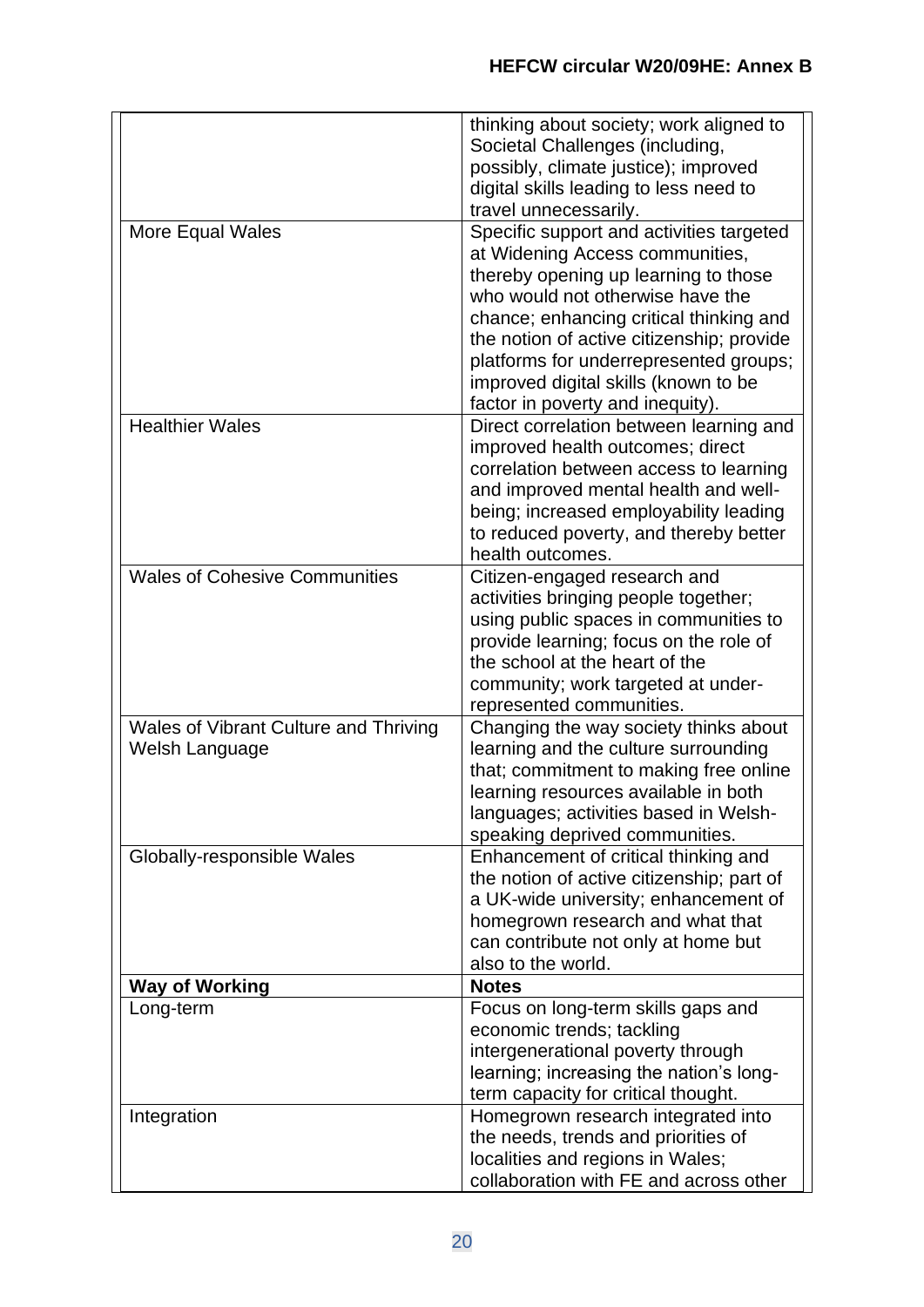| | |
|---|---|
| | thinking about society; work aligned to Societal Challenges (including, possibly, climate justice); improved digital skills leading to less need to travel unnecessarily. |
| More Equal Wales | Specific support and activities targeted at Widening Access communities, thereby opening up learning to those who would not otherwise have the chance; enhancing critical thinking and the notion of active citizenship; provide platforms for underrepresented groups; improved digital skills (known to be factor in poverty and inequity). |
| Healthier Wales | Direct correlation between learning and improved health outcomes; direct correlation between access to learning and improved mental health and well-being; increased employability leading to reduced poverty, and thereby better health outcomes. |
| Wales of Cohesive Communities | Citizen-engaged research and activities bringing people together; using public spaces in communities to provide learning; focus on the role of the school at the heart of the community; work targeted at under-represented communities. |
| Wales of Vibrant Culture and Thriving Welsh Language | Changing the way society thinks about learning and the culture surrounding that; commitment to making free online learning resources available in both languages; activities based in Welsh-speaking deprived communities. |
| Globally-responsible Wales | Enhancement of critical thinking and the notion of active citizenship; part of a UK-wide university; enhancement of homegrown research and what that can contribute not only at home but also to the world. |
| **Way of Working** | **Notes** |
| Long-term | Focus on long-term skills gaps and economic trends; tackling intergenerational poverty through learning; increasing the nation's long-term capacity for critical thought. |
| Integration | Homegrown research integrated into the needs, trends and priorities of localities and regions in Wales; collaboration with FE and across other |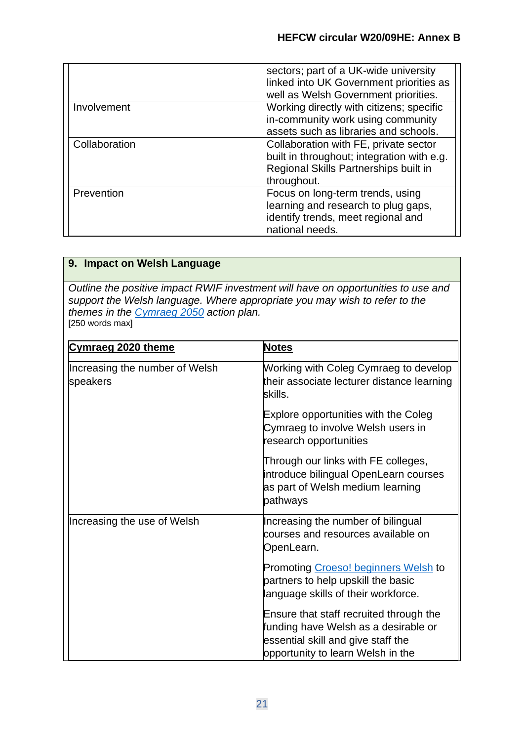| | |
|---|---|
| | sectors; part of a UK-wide university linked into UK Government priorities as well as Welsh Government priorities. |
| Involvement | Working directly with citizens; specific in-community work using community assets such as libraries and schools. |
| Collaboration | Collaboration with FE, private sector built in throughout; integration with e.g. Regional Skills Partnerships built in throughout. |
| Prevention | Focus on long-term trends, using learning and research to plug gaps, identify trends, meet regional and national needs. |

## 9. Impact on Welsh Language

*Outline the positive impact RWIF investment will have on opportunities to use and support the Welsh language. Where appropriate you may wish to refer to the themes in the Cymraeg 2050 action plan.*

[250 words max]

| Cymraeg 2020 theme | Notes |
|---|---|
| Increasing the number of Welsh speakers | Working with Coleg Cymraeg to develop their associate lecturer distance learning skills.<br><br>Explore opportunities with the Coleg Cymraeg to involve Welsh users in research opportunities<br><br>Through our links with FE colleges, introduce bilingual OpenLearn courses as part of Welsh medium learning pathways |
| Increasing the use of Welsh | Increasing the number of bilingual courses and resources available on OpenLearn.<br><br>Promoting Croeso! beginners Welsh to partners to help upskill the basic language skills of their workforce.<br><br>Ensure that staff recruited through the funding have Welsh as a desirable or essential skill and give staff the opportunity to learn Welsh in the |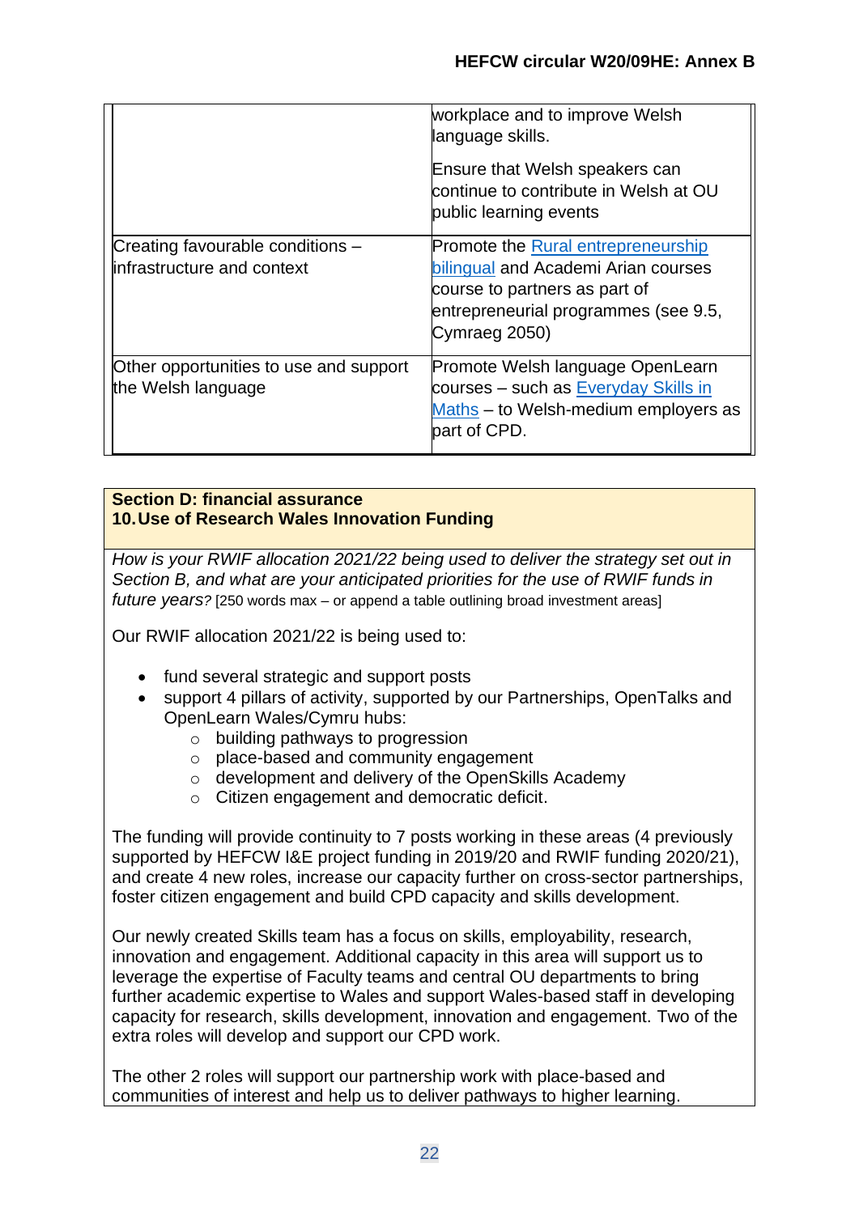| | |
|---|---|
| | workplace and to improve Welsh language skills.<br><br>Ensure that Welsh speakers can continue to contribute in Welsh at OU public learning events |
| Creating favourable conditions – infrastructure and context | Promote the Rural entrepreneurship bilingual and Academi Arian courses course to partners as part of entrepreneurial programmes (see 9.5, Cymraeg 2050) |
| Other opportunities to use and support the Welsh language | Promote Welsh language OpenLearn courses – such as Everyday Skills in Maths – to Welsh-medium employers as part of CPD. |

**Section D: financial assurance**
**10. Use of Research Wales Innovation Funding**

*How is your RWIF allocation 2021/22 being used to deliver the strategy set out in Section B, and what are your anticipated priorities for the use of RWIF funds in future years?* [250 words max – or append a table outlining broad investment areas]

Our RWIF allocation 2021/22 is being used to:

- fund several strategic and support posts
- support 4 pillars of activity, supported by our Partnerships, OpenTalks and OpenLearn Wales/Cymru hubs:
    - building pathways to progression
    - place-based and community engagement
    - development and delivery of the OpenSkills Academy
    - Citizen engagement and democratic deficit.

The funding will provide continuity to 7 posts working in these areas (4 previously supported by HEFCW I&E project funding in 2019/20 and RWIF funding 2020/21), and create 4 new roles, increase our capacity further on cross-sector partnerships, foster citizen engagement and build CPD capacity and skills development.

Our newly created Skills team has a focus on skills, employability, research, innovation and engagement. Additional capacity in this area will support us to leverage the expertise of Faculty teams and central OU departments to bring further academic expertise to Wales and support Wales-based staff in developing capacity for research, skills development, innovation and engagement. Two of the extra roles will develop and support our CPD work.

The other 2 roles will support our partnership work with place-based and communities of interest and help us to deliver pathways to higher learning.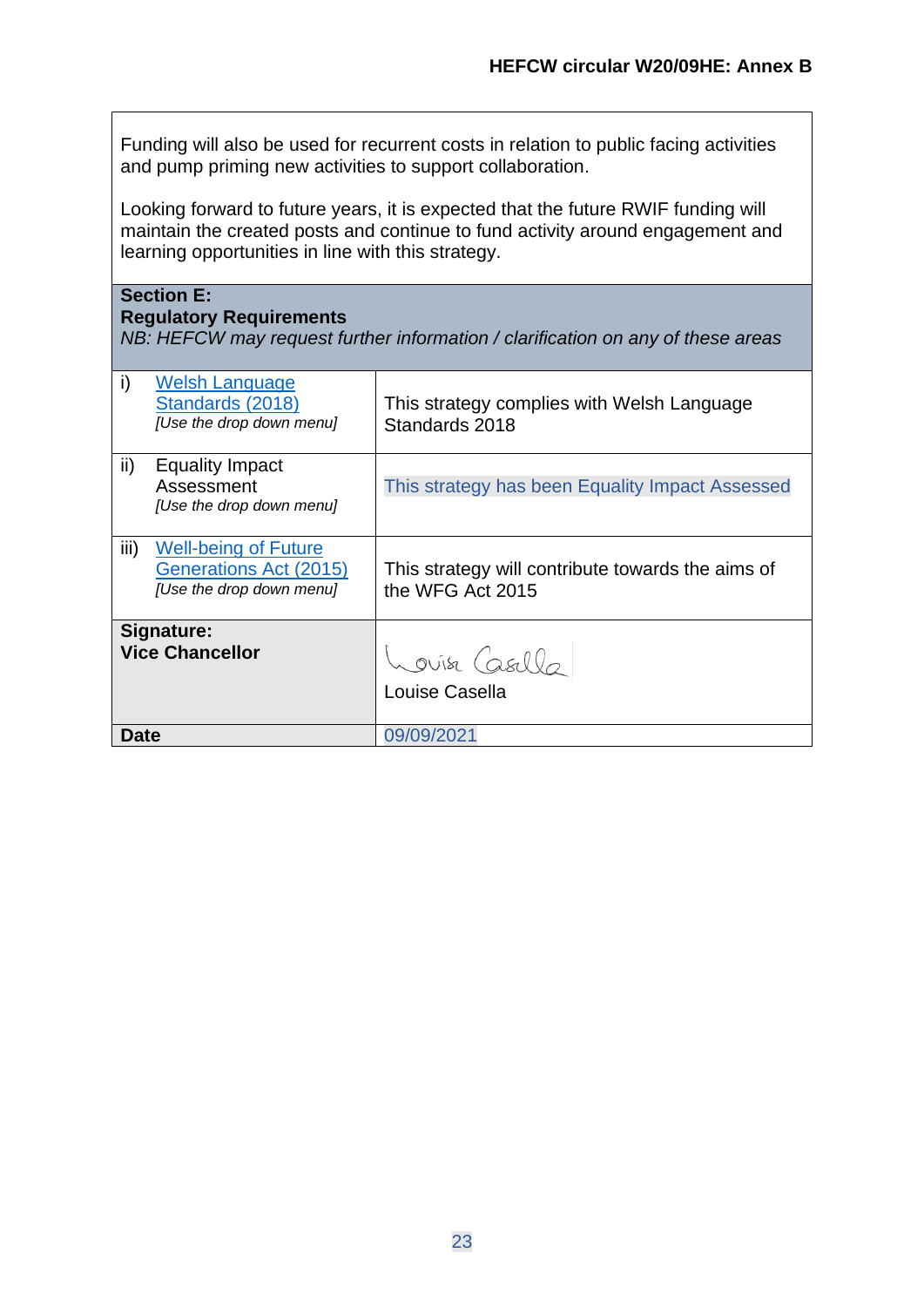Funding will also be used for recurrent costs in relation to public facing activities and pump priming new activities to support collaboration.

Looking forward to future years, it is expected that the future RWIF funding will maintain the created posts and continue to fund activity around engagement and learning opportunities in line with this strategy.

**Section E:**
**Regulatory Requirements**
*NB: HEFCW may request further information / clarification on any of these areas*

| | |
|---|---|
| i) Welsh Language Standards (2018) *[Use the drop down menu]* | This strategy complies with Welsh Language Standards 2018 |
| ii) Equality Impact Assessment *[Use the drop down menu]* | This strategy has been Equality Impact Assessed |
| iii) Well-being of Future Generations Act (2015) *[Use the drop down menu]* | This strategy will contribute towards the aims of the WFG Act 2015 |
| **Signature: Vice Chancellor** | Louise Casella |
| **Date** | 09/09/2021 |